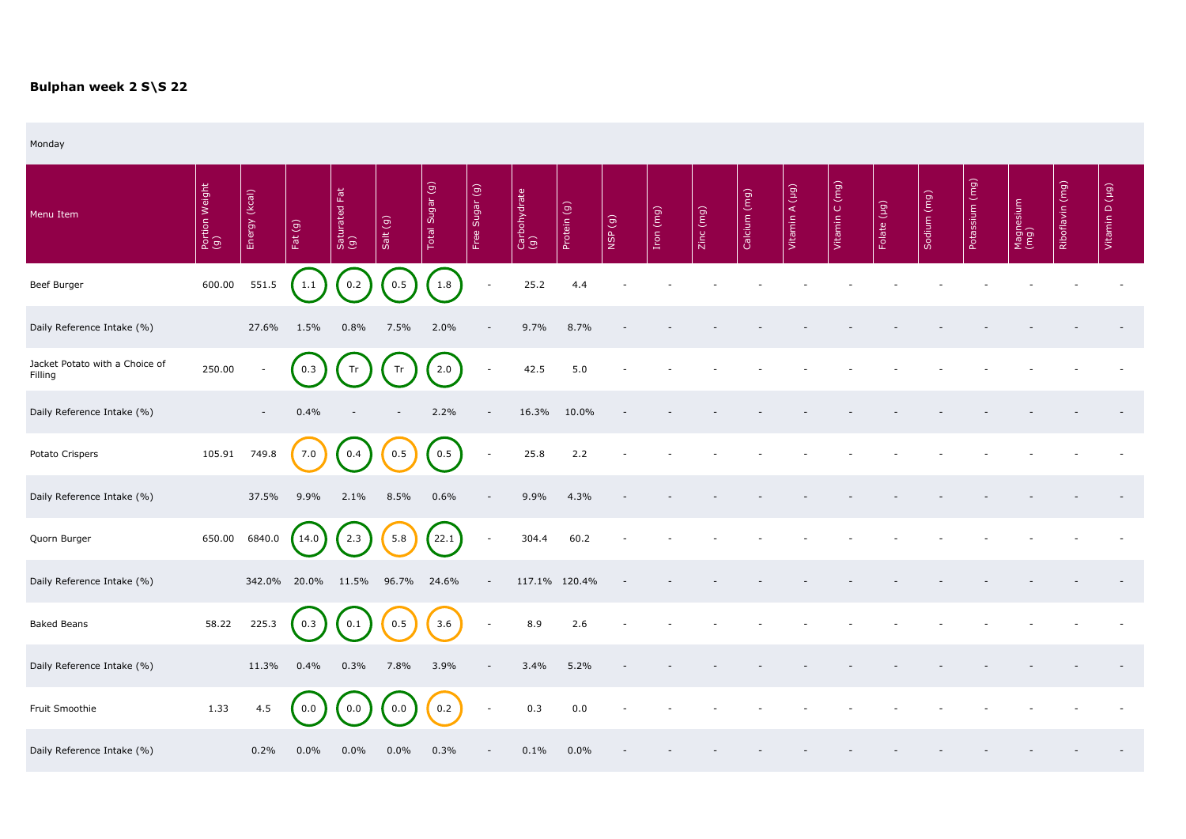**Bulphan week 2 S\S 22**

Monday

| Menu Item | Portion Weight (g) | Energy (kcal) | Fat (g) | Saturated Fat (g) | Salt (g) | Total Sugar (g) | Free Sugar (g) | Carbohydrate (g) | Protein (g) | NSP (g) | Iron (mg) | Zinc (mg) | Calcium (mg) | Vitamin A (µg) | Vitamin C (mg) | Folate (µg) | Sodium (mg) | Potassium (mg) | Magnesium (mg) | Riboflavin (mg) | Vitamin D (µg) |
|---|---|---|---|---|---|---|---|---|---|---|---|---|---|---|---|---|---|---|---|---|---|
| Beef Burger | 600.00 | 551.5 | 1.1 | 0.2 | 0.5 | 1.8 | - | 25.2 | 4.4 | - | - | - | - | - | - | - | - | - | - | - | - |
| Daily Reference Intake (%) | | 27.6% | 1.5% | 0.8% | 7.5% | 2.0% | - | 9.7% | 8.7% | - | - | - | - | - | - | - | - | - | - | - | - |
| Jacket Potato with a Choice of Filling | 250.00 | - | 0.3 | Tr | Tr | 2.0 | - | 42.5 | 5.0 | - | - | - | - | - | - | - | - | - | - | - | - |
| Daily Reference Intake (%) | | - | 0.4% | - | - | 2.2% | - | 16.3% | 10.0% | - | - | - | - | - | - | - | - | - | - | - | - |
| Potato Crispers | 105.91 | 749.8 | 7.0 | 0.4 | 0.5 | 0.5 | - | 25.8 | 2.2 | - | - | - | - | - | - | - | - | - | - | - | - |
| Daily Reference Intake (%) | | 37.5% | 9.9% | 2.1% | 8.5% | 0.6% | - | 9.9% | 4.3% | - | - | - | - | - | - | - | - | - | - | - | - |
| Quorn Burger | 650.00 | 6840.0 | 14.0 | 2.3 | 5.8 | 22.1 | - | 304.4 | 60.2 | - | - | - | - | - | - | - | - | - | - | - | - |
| Daily Reference Intake (%) | | 342.0% | 20.0% | 11.5% | 96.7% | 24.6% | - | 117.1% | 120.4% | - | - | - | - | - | - | - | - | - | - | - | - |
| Baked Beans | 58.22 | 225.3 | 0.3 | 0.1 | 0.5 | 3.6 | - | 8.9 | 2.6 | - | - | - | - | - | - | - | - | - | - | - | - |
| Daily Reference Intake (%) | | 11.3% | 0.4% | 0.3% | 7.8% | 3.9% | - | 3.4% | 5.2% | - | - | - | - | - | - | - | - | - | - | - | - |
| Fruit Smoothie | 1.33 | 4.5 | 0.0 | 0.0 | 0.0 | 0.2 | - | 0.3 | 0.0 | - | - | - | - | - | - | - | - | - | - | - | - |
| Daily Reference Intake (%) | | 0.2% | 0.0% | 0.0% | 0.0% | 0.3% | - | 0.1% | 0.0% | - | - | - | - | - | - | - | - | - | - | - | - |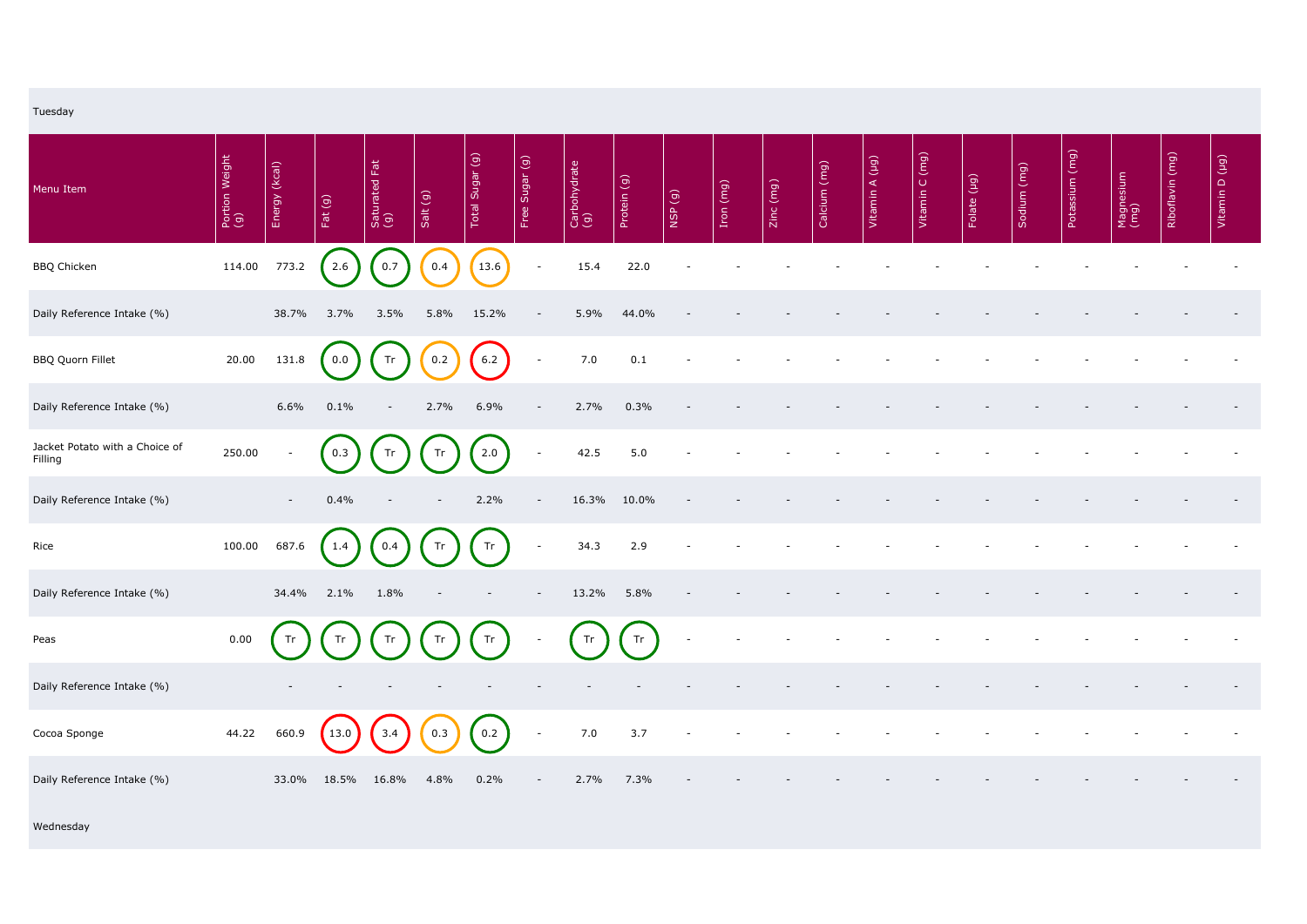Tuesday

| Menu Item | Portion Weight (g) | Energy (kcal) | Fat (g) | Saturated Fat (g) | Salt (g) | Total Sugar (g) | Free Sugar (g) | Carbohydrate (g) | Protein (g) | NSP (g) | Iron (mg) | Zinc (mg) | Calcium (mg) | Vitamin A (µg) | Vitamin C (mg) | Folate (µg) | Sodium (mg) | Potassium (mg) | Magnesium (mg) | Riboflavin (mg) | Vitamin D (µg) |
|---|---|---|---|---|---|---|---|---|---|---|---|---|---|---|---|---|---|---|---|---|---|
| BBQ Chicken | 114.00 | 773.2 | 2.6 | 0.7 | 0.4 | 13.6 | - | 15.4 | 22.0 | - | - | - | - | - | - | - | - | - | - | - | - |
| Daily Reference Intake (%) | | 38.7% | 3.7% | 3.5% | 5.8% | 15.2% | - | 5.9% | 44.0% | - | - | - | - | - | - | - | - | - | - | - | - |
| BBQ Quorn Fillet | 20.00 | 131.8 | 0.0 | Tr | 0.2 | 6.2 | - | 7.0 | 0.1 | - | - | - | - | - | - | - | - | - | - | - | - |
| Daily Reference Intake (%) | | 6.6% | 0.1% | - | 2.7% | 6.9% | - | 2.7% | 0.3% | - | - | - | - | - | - | - | - | - | - | - | - |
| Jacket Potato with a Choice of Filling | 250.00 | - | 0.3 | Tr | Tr | 2.0 | - | 42.5 | 5.0 | - | - | - | - | - | - | - | - | - | - | - | - |
| Daily Reference Intake (%) | | - | 0.4% | - | - | 2.2% | - | 16.3% | 10.0% | - | - | - | - | - | - | - | - | - | - | - | - |
| Rice | 100.00 | 687.6 | 1.4 | 0.4 | Tr | Tr | - | 34.3 | 2.9 | - | - | - | - | - | - | - | - | - | - | - | - |
| Daily Reference Intake (%) | | 34.4% | 2.1% | 1.8% | - | - | - | 13.2% | 5.8% | - | - | - | - | - | - | - | - | - | - | - | - |
| Peas | 0.00 | Tr | Tr | Tr | Tr | Tr | - | Tr | Tr | - | - | - | - | - | - | - | - | - | - | - | - |
| Daily Reference Intake (%) | | - | - | - | - | - | - | - | - | - | - | - | - | - | - | - | - | - | - | - | - |
| Cocoa Sponge | 44.22 | 660.9 | 13.0 | 3.4 | 0.3 | 0.2 | - | 7.0 | 3.7 | - | - | - | - | - | - | - | - | - | - | - | - |
| Daily Reference Intake (%) | | 33.0% | 18.5% | 16.8% | 4.8% | 0.2% | - | 2.7% | 7.3% | - | - | - | - | - | - | - | - | - | - | - | - |

Wednesday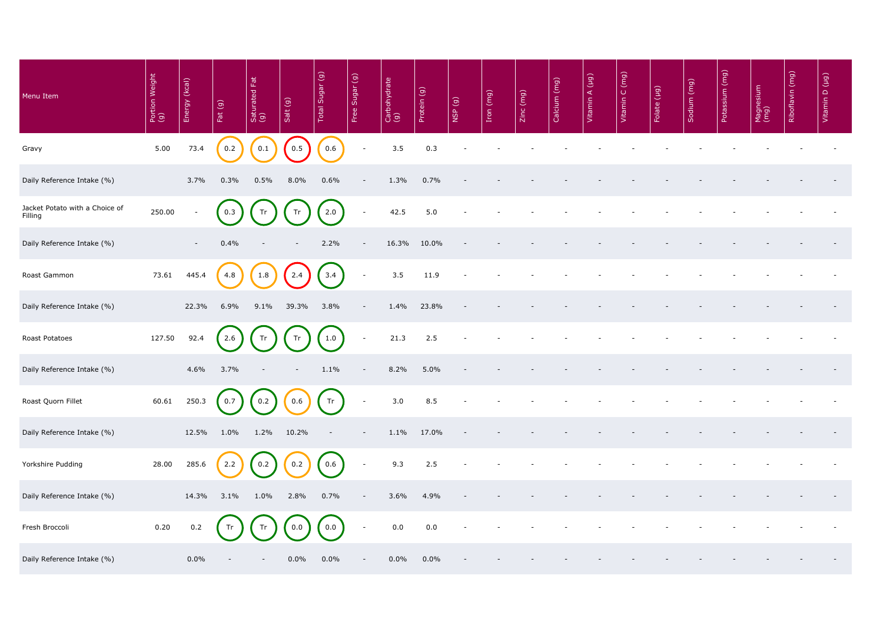| Menu Item | Portion Weight (g) | Energy (kcal) | Fat (g) | Saturated Fat (g) | Salt (g) | Total Sugar (g) | Free Sugar (g) | Carbohydrate (g) | Protein (g) | NSP (g) | Iron (mg) | Zinc (mg) | Calcium (mg) | Vitamin A (µg) | Vitamin C (mg) | Folate (µg) | Sodium (mg) | Potassium (mg) | Magnesium (mg) | Riboflavin (mg) | Vitamin D (µg) |
|---|---|---|---|---|---|---|---|---|---|---|---|---|---|---|---|---|---|---|---|---|---|
| Gravy | 5.00 | 73.4 | 0.2 | 0.1 | 0.5 | 0.6 | - | 3.5 | 0.3 | - | - | - | - | - | - | - | - | - | - | - | - |
| Daily Reference Intake (%) | | 3.7% | 0.3% | 0.5% | 8.0% | 0.6% | - | 1.3% | 0.7% | - | - | - | - | - | - | - | - | - | - | - | - |
| Jacket Potato with a Choice of Filling | 250.00 | - | 0.3 | Tr | Tr | 2.0 | - | 42.5 | 5.0 | - | - | - | - | - | - | - | - | - | - | - | - |
| Daily Reference Intake (%) | | - | 0.4% | - | - | 2.2% | - | 16.3% | 10.0% | - | - | - | - | - | - | - | - | - | - | - | - |
| Roast Gammon | 73.61 | 445.4 | 4.8 | 1.8 | 2.4 | 3.4 | - | 3.5 | 11.9 | - | - | - | - | - | - | - | - | - | - | - | - |
| Daily Reference Intake (%) | | 22.3% | 6.9% | 9.1% | 39.3% | 3.8% | - | 1.4% | 23.8% | - | - | - | - | - | - | - | - | - | - | - | - |
| Roast Potatoes | 127.50 | 92.4 | 2.6 | Tr | Tr | 1.0 | - | 21.3 | 2.5 | - | - | - | - | - | - | - | - | - | - | - | - |
| Daily Reference Intake (%) | | 4.6% | 3.7% | - | - | 1.1% | - | 8.2% | 5.0% | - | - | - | - | - | - | - | - | - | - | - | - |
| Roast Quorn Fillet | 60.61 | 250.3 | 0.7 | 0.2 | 0.6 | Tr | - | 3.0 | 8.5 | - | - | - | - | - | - | - | - | - | - | - | - |
| Daily Reference Intake (%) | | 12.5% | 1.0% | 1.2% | 10.2% | - | - | 1.1% | 17.0% | - | - | - | - | - | - | - | - | - | - | - | - |
| Yorkshire Pudding | 28.00 | 285.6 | 2.2 | 0.2 | 0.2 | 0.6 | - | 9.3 | 2.5 | - | - | - | - | - | - | - | - | - | - | - | - |
| Daily Reference Intake (%) | | 14.3% | 3.1% | 1.0% | 2.8% | 0.7% | - | 3.6% | 4.9% | - | - | - | - | - | - | - | - | - | - | - | - |
| Fresh Broccoli | 0.20 | 0.2 | Tr | Tr | 0.0 | 0.0 | - | 0.0 | 0.0 | - | - | - | - | - | - | - | - | - | - | - | - |
| Daily Reference Intake (%) | | 0.0% | - | - | 0.0% | 0.0% | - | 0.0% | 0.0% | - | - | - | - | - | - | - | - | - | - | - | - |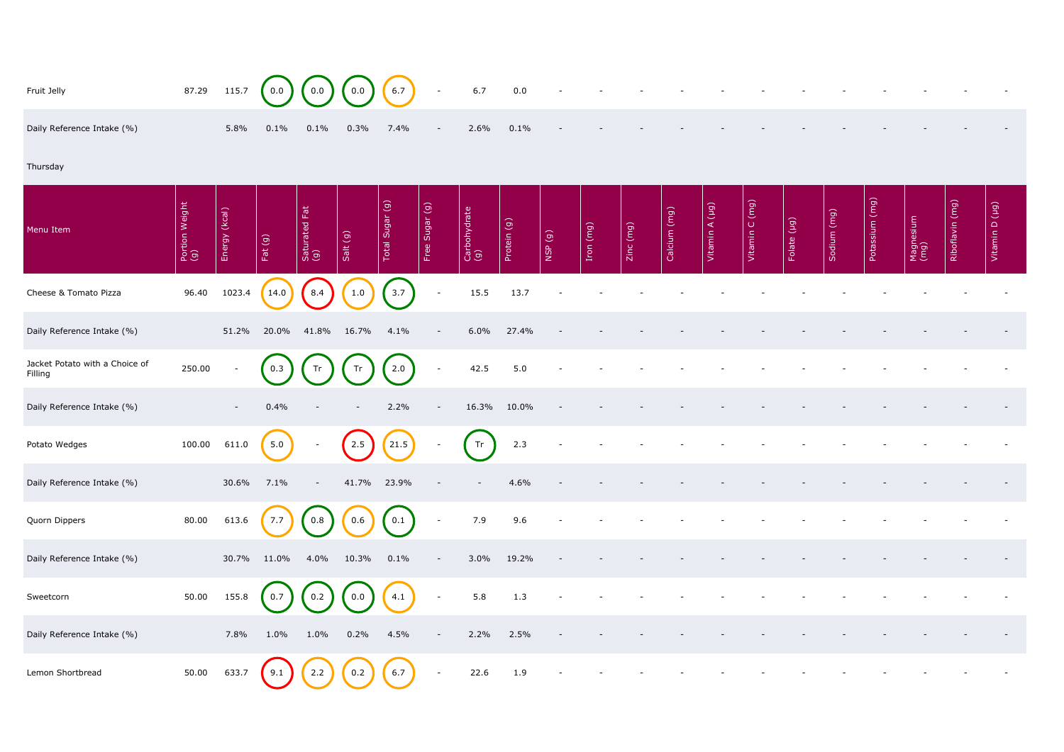| Fruit Jelly | 87.29 | 115.7 | 0.0 | 0.0 | 0.0 | 6.7 | - | 6.7 | 0.0 | - | - | - | - | - | - | - | - | - | - | - | - |
|---|---|---|---|---|---|---|---|---|---|---|---|---|---|---|---|---|---|---|---|---|---|
| Daily Reference Intake (%) | | 5.8% | 0.1% | 0.1% | 0.3% | 7.4% | - | 2.6% | 0.1% | - | - | - | - | - | - | - | - | - | - | - | - |

Thursday

| Menu Item | Portion Weight (g) | Energy (kcal) | Fat (g) | Saturated Fat (g) | Salt (g) | Total Sugar (g) | Free Sugar (g) | Carbohydrate (g) | Protein (g) | NSP (g) | Iron (mg) | Zinc (mg) | Calcium (mg) | Vitamin A (µg) | Vitamin C (mg) | Folate (µg) | Sodium (mg) | Potassium (mg) | Magnesium (mg) | Riboflavin (mg) | Vitamin D (µg) |
|---|---|---|---|---|---|---|---|---|---|---|---|---|---|---|---|---|---|---|---|---|---|
| Cheese & Tomato Pizza | 96.40 | 1023.4 | 14.0 | 8.4 | 1.0 | 3.7 | - | 15.5 | 13.7 | - | - | - | - | - | - | - | - | - | - | - | - |
| Daily Reference Intake (%) | | 51.2% | 20.0% | 41.8% | 16.7% | 4.1% | - | 6.0% | 27.4% | - | - | - | - | - | - | - | - | - | - | - | - |
| Jacket Potato with a Choice of Filling | 250.00 | - | 0.3 | Tr | Tr | 2.0 | - | 42.5 | 5.0 | - | - | - | - | - | - | - | - | - | - | - | - |
| Daily Reference Intake (%) | | - | 0.4% | - | - | 2.2% | - | 16.3% | 10.0% | - | - | - | - | - | - | - | - | - | - | - | - |
| Potato Wedges | 100.00 | 611.0 | 5.0 | - | 2.5 | 21.5 | - | Tr | 2.3 | - | - | - | - | - | - | - | - | - | - | - | - |
| Daily Reference Intake (%) | | 30.6% | 7.1% | - | 41.7% | 23.9% | - | - | 4.6% | - | - | - | - | - | - | - | - | - | - | - | - |
| Quorn Dippers | 80.00 | 613.6 | 7.7 | 0.8 | 0.6 | 0.1 | - | 7.9 | 9.6 | - | - | - | - | - | - | - | - | - | - | - | - |
| Daily Reference Intake (%) | | 30.7% | 11.0% | 4.0% | 10.3% | 0.1% | - | 3.0% | 19.2% | - | - | - | - | - | - | - | - | - | - | - | - |
| Sweetcorn | 50.00 | 155.8 | 0.7 | 0.2 | 0.0 | 4.1 | - | 5.8 | 1.3 | - | - | - | - | - | - | - | - | - | - | - | - |
| Daily Reference Intake (%) | | 7.8% | 1.0% | 1.0% | 0.2% | 4.5% | - | 2.2% | 2.5% | - | - | - | - | - | - | - | - | - | - | - | - |
| Lemon Shortbread | 50.00 | 633.7 | 9.1 | 2.2 | 0.2 | 6.7 | - | 22.6 | 1.9 | - | - | - | - | - | - | - | - | - | - | - | - |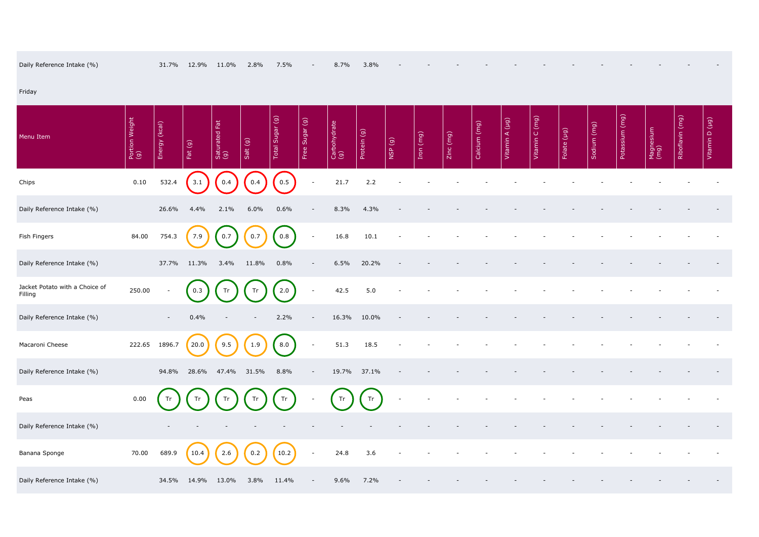| | | | | | | | | | | | | | | | | | | | | | |
|---|---|---|---|---|---|---|---|---|---|---|---|---|---|---|---|---|---|---|---|---|---|
| Daily Reference Intake (%) | | 31.7% | 12.9% | 11.0% | 2.8% | 7.5% | - | 8.7% | 3.8% | - | - | - | - | - | - | - | - | - | - | - | - |

Friday

| Menu Item | Portion Weight (g) | Energy (kcal) | Fat (g) | Saturated Fat (g) | Salt (g) | Total Sugar (g) | Free Sugar (g) | Carbohydrate (g) | Protein (g) | NSP (g) | Iron (mg) | Zinc (mg) | Calcium (mg) | Vitamin A (µg) | Vitamin C (mg) | Folate (µg) | Sodium (mg) | Potassium (mg) | Magnesium (mg) | Riboflavin (mg) | Vitamin D (µg) |
|---|---|---|---|---|---|---|---|---|---|---|---|---|---|---|---|---|---|---|---|---|---|
| Chips | 0.10 | 532.4 | 3.1 | 0.4 | 0.4 | 0.5 | - | 21.7 | 2.2 | - | - | - | - | - | - | - | - | - | - | - | - |
| Daily Reference Intake (%) | | 26.6% | 4.4% | 2.1% | 6.0% | 0.6% | - | 8.3% | 4.3% | - | - | - | - | - | - | - | - | - | - | - | - |
| Fish Fingers | 84.00 | 754.3 | 7.9 | 0.7 | 0.7 | 0.8 | - | 16.8 | 10.1 | - | - | - | - | - | - | - | - | - | - | - | - |
| Daily Reference Intake (%) | | 37.7% | 11.3% | 3.4% | 11.8% | 0.8% | - | 6.5% | 20.2% | - | - | - | - | - | - | - | - | - | - | - | - |
| Jacket Potato with a Choice of Filling | 250.00 | - | 0.3 | Tr | Tr | 2.0 | - | 42.5 | 5.0 | - | - | - | - | - | - | - | - | - | - | - | - |
| Daily Reference Intake (%) | | - | 0.4% | - | - | 2.2% | - | 16.3% | 10.0% | - | - | - | - | - | - | - | - | - | - | - | - |
| Macaroni Cheese | 222.65 | 1896.7 | 20.0 | 9.5 | 1.9 | 8.0 | - | 51.3 | 18.5 | - | - | - | - | - | - | - | - | - | - | - | - |
| Daily Reference Intake (%) | | 94.8% | 28.6% | 47.4% | 31.5% | 8.8% | - | 19.7% | 37.1% | - | - | - | - | - | - | - | - | - | - | - | - |
| Peas | 0.00 | Tr | Tr | Tr | Tr | Tr | - | Tr | Tr | - | - | - | - | - | - | - | - | - | - | - | - |
| Daily Reference Intake (%) | | - | - | - | - | - | - | - | - | - | - | - | - | - | - | - | - | - | - | - | - |
| Banana Sponge | 70.00 | 689.9 | 10.4 | 2.6 | 0.2 | 10.2 | - | 24.8 | 3.6 | - | - | - | - | - | - | - | - | - | - | - | - |
| Daily Reference Intake (%) | | 34.5% | 14.9% | 13.0% | 3.8% | 11.4% | - | 9.6% | 7.2% | - | - | - | - | - | - | - | - | - | - | - | - |